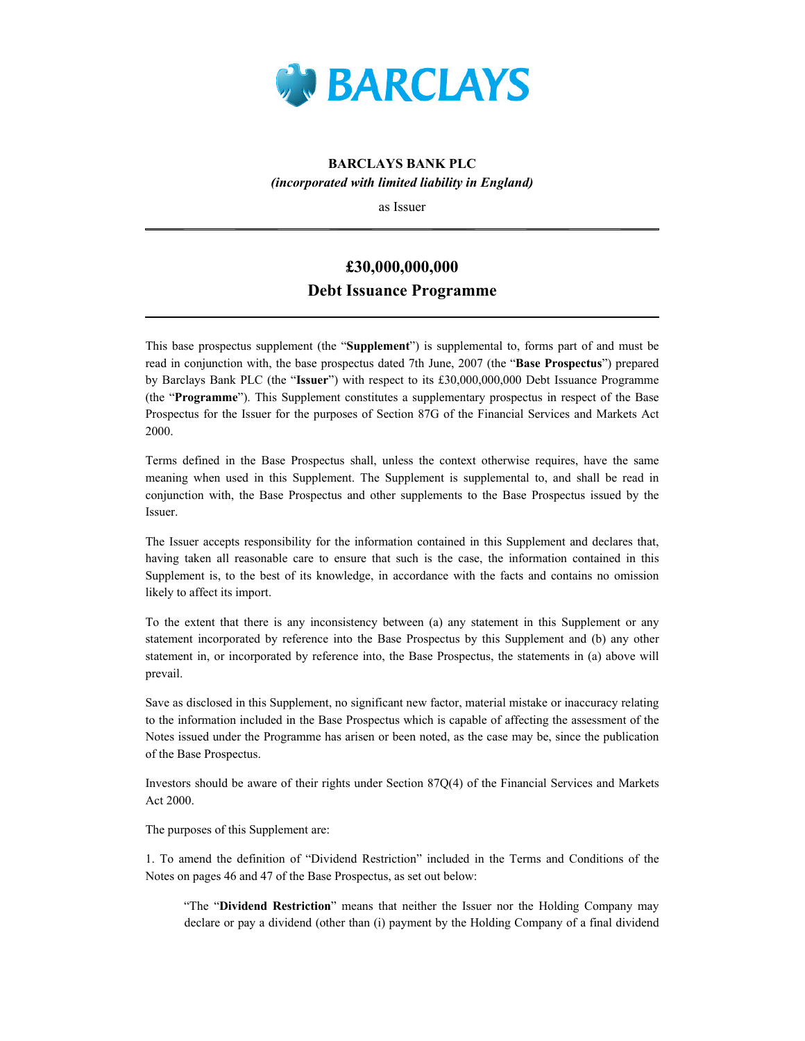BARCLAYS

**BARCLAYS BANK PLC**

***(incorporated with limited liability in England)***

as Issuer

---

# £30,000,000,000
# Debt Issuance Programme

---

This base prospectus supplement (the "**Supplement**") is supplemental to, forms part of and must be read in conjunction with, the base prospectus dated 7th June, 2007 (the "**Base Prospectus**") prepared by Barclays Bank PLC (the "**Issuer**") with respect to its £30,000,000,000 Debt Issuance Programme (the "**Programme**"). This Supplement constitutes a supplementary prospectus in respect of the Base Prospectus for the Issuer for the purposes of Section 87G of the Financial Services and Markets Act 2000.

Terms defined in the Base Prospectus shall, unless the context otherwise requires, have the same meaning when used in this Supplement. The Supplement is supplemental to, and shall be read in conjunction with, the Base Prospectus and other supplements to the Base Prospectus issued by the Issuer.

The Issuer accepts responsibility for the information contained in this Supplement and declares that, having taken all reasonable care to ensure that such is the case, the information contained in this Supplement is, to the best of its knowledge, in accordance with the facts and contains no omission likely to affect its import.

To the extent that there is any inconsistency between (a) any statement in this Supplement or any statement incorporated by reference into the Base Prospectus by this Supplement and (b) any other statement in, or incorporated by reference into, the Base Prospectus, the statements in (a) above will prevail.

Save as disclosed in this Supplement, no significant new factor, material mistake or inaccuracy relating to the information included in the Base Prospectus which is capable of affecting the assessment of the Notes issued under the Programme has arisen or been noted, as the case may be, since the publication of the Base Prospectus.

Investors should be aware of their rights under Section 87Q(4) of the Financial Services and Markets Act 2000.

The purposes of this Supplement are:

1. To amend the definition of "Dividend Restriction" included in the Terms and Conditions of the Notes on pages 46 and 47 of the Base Prospectus, as set out below:

> "The "**Dividend Restriction**" means that neither the Issuer nor the Holding Company may declare or pay a dividend (other than (i) payment by the Holding Company of a final dividend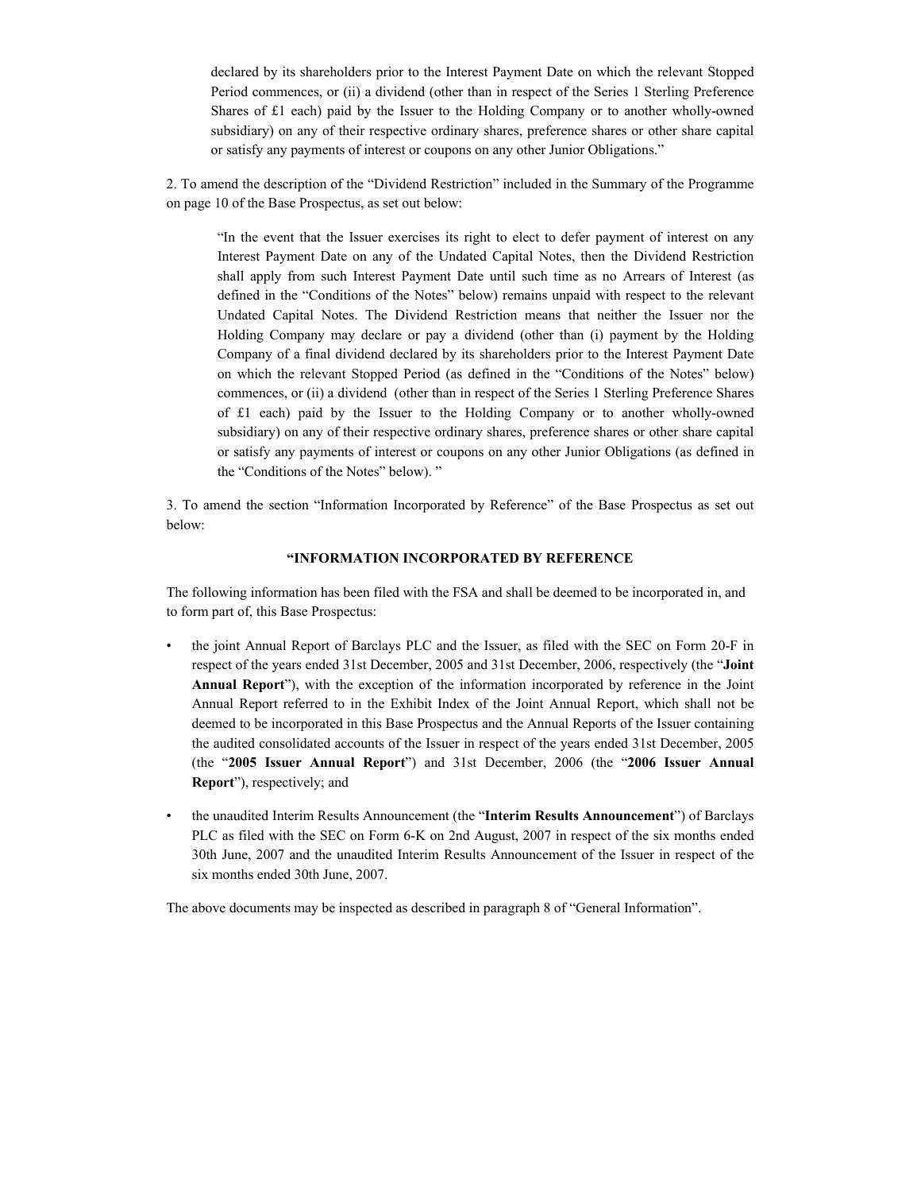declared by its shareholders prior to the Interest Payment Date on which the relevant Stopped Period commences, or (ii) a dividend (other than in respect of the Series 1 Sterling Preference Shares of £1 each) paid by the Issuer to the Holding Company or to another wholly-owned subsidiary) on any of their respective ordinary shares, preference shares or other share capital or satisfy any payments of interest or coupons on any other Junior Obligations."

2. To amend the description of the "Dividend Restriction" included in the Summary of the Programme on page 10 of the Base Prospectus, as set out below:

> "In the event that the Issuer exercises its right to elect to defer payment of interest on any Interest Payment Date on any of the Undated Capital Notes, then the Dividend Restriction shall apply from such Interest Payment Date until such time as no Arrears of Interest (as defined in the "Conditions of the Notes" below) remains unpaid with respect to the relevant Undated Capital Notes. The Dividend Restriction means that neither the Issuer nor the Holding Company may declare or pay a dividend (other than (i) payment by the Holding Company of a final dividend declared by its shareholders prior to the Interest Payment Date on which the relevant Stopped Period (as defined in the "Conditions of the Notes" below) commences, or (ii) a dividend (other than in respect of the Series 1 Sterling Preference Shares of £1 each) paid by the Issuer to the Holding Company or to another wholly-owned subsidiary) on any of their respective ordinary shares, preference shares or other share capital or satisfy any payments of interest or coupons on any other Junior Obligations (as defined in the "Conditions of the Notes" below). "

3. To amend the section "Information Incorporated by Reference" of the Base Prospectus as set out below:

**"INFORMATION INCORPORATED BY REFERENCE**

The following information has been filed with the FSA and shall be deemed to be incorporated in, and to form part of, this Base Prospectus:

- the joint Annual Report of Barclays PLC and the Issuer, as filed with the SEC on Form 20-F in respect of the years ended 31st December, 2005 and 31st December, 2006, respectively (the "**Joint Annual Report**"), with the exception of the information incorporated by reference in the Joint Annual Report referred to in the Exhibit Index of the Joint Annual Report, which shall not be deemed to be incorporated in this Base Prospectus and the Annual Reports of the Issuer containing the audited consolidated accounts of the Issuer in respect of the years ended 31st December, 2005 (the "**2005 Issuer Annual Report**") and 31st December, 2006 (the "**2006 Issuer Annual Report**"), respectively; and
- the unaudited Interim Results Announcement (the "**Interim Results Announcement**") of Barclays PLC as filed with the SEC on Form 6-K on 2nd August, 2007 in respect of the six months ended 30th June, 2007 and the unaudited Interim Results Announcement of the Issuer in respect of the six months ended 30th June, 2007.

The above documents may be inspected as described in paragraph 8 of "General Information".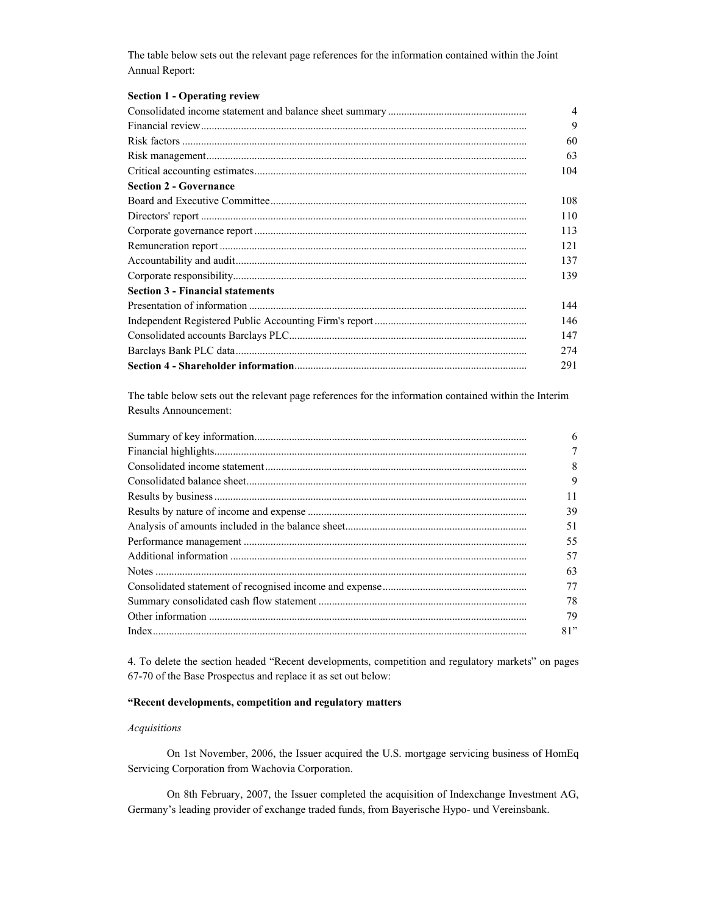The table below sets out the relevant page references for the information contained within the Joint Annual Report:

| | |
|---|---|
| **Section 1 - Operating review** | |
| Consolidated income statement and balance sheet summary | 4 |
| Financial review | 9 |
| Risk factors | 60 |
| Risk management | 63 |
| Critical accounting estimates | 104 |
| **Section 2 - Governance** | |
| Board and Executive Committee | 108 |
| Directors' report | 110 |
| Corporate governance report | 113 |
| Remuneration report | 121 |
| Accountability and audit | 137 |
| Corporate responsibility | 139 |
| **Section 3 - Financial statements** | |
| Presentation of information | 144 |
| Independent Registered Public Accounting Firm's report | 146 |
| Consolidated accounts Barclays PLC | 147 |
| Barclays Bank PLC data | 274 |
| **Section 4 - Shareholder information** | 291 |

The table below sets out the relevant page references for the information contained within the Interim Results Announcement:

| | |
|---|---|
| Summary of key information | 6 |
| Financial highlights | 7 |
| Consolidated income statement | 8 |
| Consolidated balance sheet | 9 |
| Results by business | 11 |
| Results by nature of income and expense | 39 |
| Analysis of amounts included in the balance sheet | 51 |
| Performance management | 55 |
| Additional information | 57 |
| Notes | 63 |
| Consolidated statement of recognised income and expense | 77 |
| Summary consolidated cash flow statement | 78 |
| Other information | 79 |
| Index | 81" |

4. To delete the section headed "Recent developments, competition and regulatory markets" on pages 67-70 of the Base Prospectus and replace it as set out below:

**"Recent developments, competition and regulatory matters**

*Acquisitions*

On 1st November, 2006, the Issuer acquired the U.S. mortgage servicing business of HomEq Servicing Corporation from Wachovia Corporation.

On 8th February, 2007, the Issuer completed the acquisition of Indexchange Investment AG, Germany's leading provider of exchange traded funds, from Bayerische Hypo- und Vereinsbank.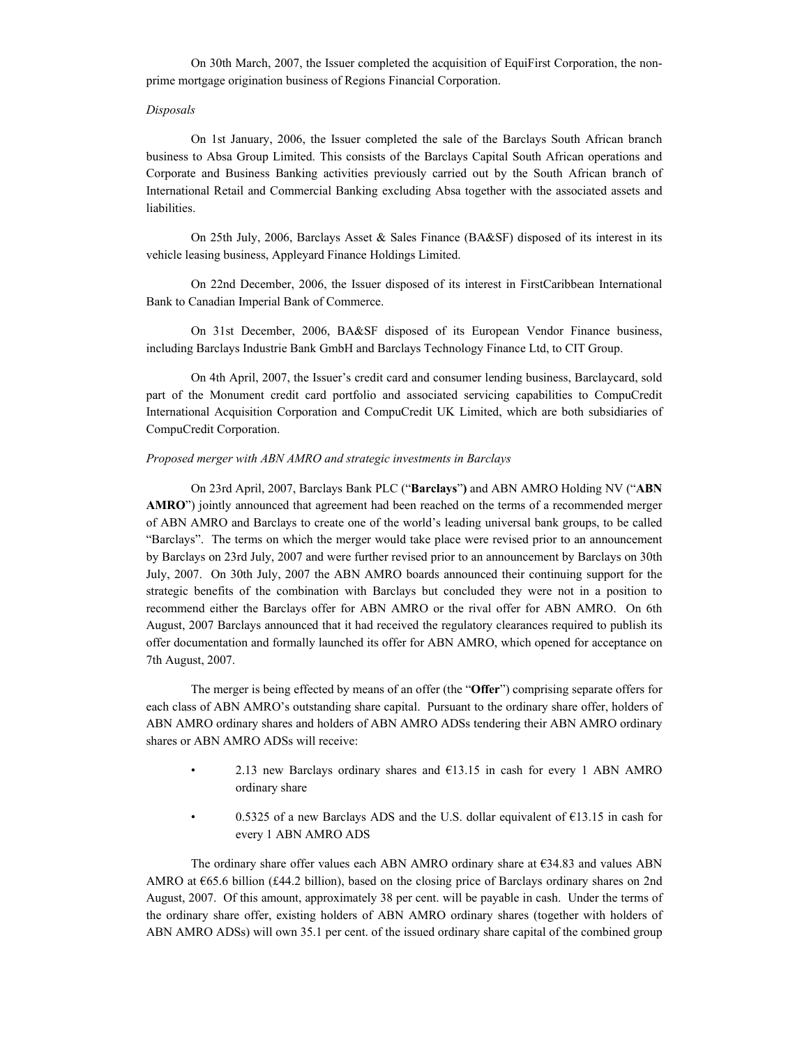On 30th March, 2007, the Issuer completed the acquisition of EquiFirst Corporation, the non-prime mortgage origination business of Regions Financial Corporation.

*Disposals*

On 1st January, 2006, the Issuer completed the sale of the Barclays South African branch business to Absa Group Limited. This consists of the Barclays Capital South African operations and Corporate and Business Banking activities previously carried out by the South African branch of International Retail and Commercial Banking excluding Absa together with the associated assets and liabilities.

On 25th July, 2006, Barclays Asset & Sales Finance (BA&SF) disposed of its interest in its vehicle leasing business, Appleyard Finance Holdings Limited.

On 22nd December, 2006, the Issuer disposed of its interest in FirstCaribbean International Bank to Canadian Imperial Bank of Commerce.

On 31st December, 2006, BA&SF disposed of its European Vendor Finance business, including Barclays Industrie Bank GmbH and Barclays Technology Finance Ltd, to CIT Group.

On 4th April, 2007, the Issuer's credit card and consumer lending business, Barclaycard, sold part of the Monument credit card portfolio and associated servicing capabilities to CompuCredit International Acquisition Corporation and CompuCredit UK Limited, which are both subsidiaries of CompuCredit Corporation.

*Proposed merger with ABN AMRO and strategic investments in Barclays*

On 23rd April, 2007, Barclays Bank PLC ("**Barclays**") and ABN AMRO Holding NV ("**ABN AMRO**") jointly announced that agreement had been reached on the terms of a recommended merger of ABN AMRO and Barclays to create one of the world's leading universal bank groups, to be called "Barclays". The terms on which the merger would take place were revised prior to an announcement by Barclays on 23rd July, 2007 and were further revised prior to an announcement by Barclays on 30th July, 2007. On 30th July, 2007 the ABN AMRO boards announced their continuing support for the strategic benefits of the combination with Barclays but concluded they were not in a position to recommend either the Barclays offer for ABN AMRO or the rival offer for ABN AMRO. On 6th August, 2007 Barclays announced that it had received the regulatory clearances required to publish its offer documentation and formally launched its offer for ABN AMRO, which opened for acceptance on 7th August, 2007.

The merger is being effected by means of an offer (the "**Offer**") comprising separate offers for each class of ABN AMRO's outstanding share capital. Pursuant to the ordinary share offer, holders of ABN AMRO ordinary shares and holders of ABN AMRO ADSs tendering their ABN AMRO ordinary shares or ABN AMRO ADSs will receive:

- 2.13 new Barclays ordinary shares and €13.15 in cash for every 1 ABN AMRO ordinary share
- 0.5325 of a new Barclays ADS and the U.S. dollar equivalent of €13.15 in cash for every 1 ABN AMRO ADS

The ordinary share offer values each ABN AMRO ordinary share at €34.83 and values ABN AMRO at €65.6 billion (£44.2 billion), based on the closing price of Barclays ordinary shares on 2nd August, 2007. Of this amount, approximately 38 per cent. will be payable in cash. Under the terms of the ordinary share offer, existing holders of ABN AMRO ordinary shares (together with holders of ABN AMRO ADSs) will own 35.1 per cent. of the issued ordinary share capital of the combined group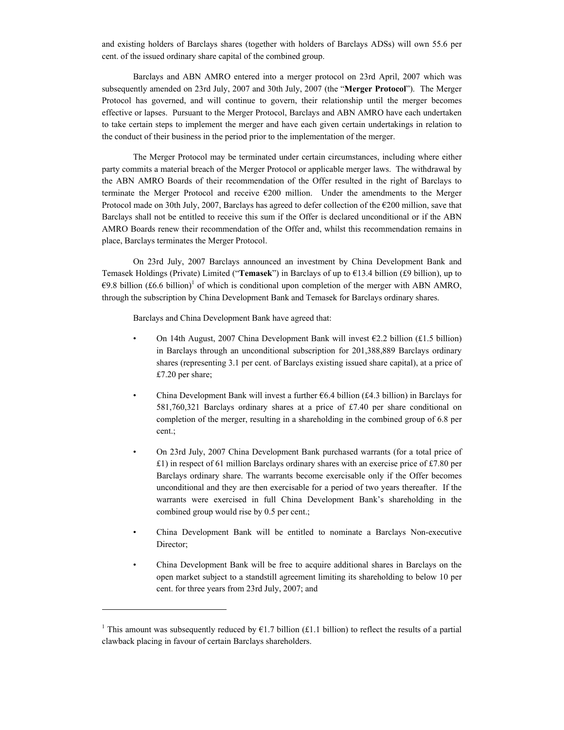and existing holders of Barclays shares (together with holders of Barclays ADSs) will own 55.6 per cent. of the issued ordinary share capital of the combined group.

Barclays and ABN AMRO entered into a merger protocol on 23rd April, 2007 which was subsequently amended on 23rd July, 2007 and 30th July, 2007 (the "**Merger Protocol**"). The Merger Protocol has governed, and will continue to govern, their relationship until the merger becomes effective or lapses. Pursuant to the Merger Protocol, Barclays and ABN AMRO have each undertaken to take certain steps to implement the merger and have each given certain undertakings in relation to the conduct of their business in the period prior to the implementation of the merger.

The Merger Protocol may be terminated under certain circumstances, including where either party commits a material breach of the Merger Protocol or applicable merger laws. The withdrawal by the ABN AMRO Boards of their recommendation of the Offer resulted in the right of Barclays to terminate the Merger Protocol and receive €200 million. Under the amendments to the Merger Protocol made on 30th July, 2007, Barclays has agreed to defer collection of the €200 million, save that Barclays shall not be entitled to receive this sum if the Offer is declared unconditional or if the ABN AMRO Boards renew their recommendation of the Offer and, whilst this recommendation remains in place, Barclays terminates the Merger Protocol.

On 23rd July, 2007 Barclays announced an investment by China Development Bank and Temasek Holdings (Private) Limited ("**Temasek**") in Barclays of up to €13.4 billion (£9 billion), up to €9.8 billion (£6.6 billion)[1] of which is conditional upon completion of the merger with ABN AMRO, through the subscription by China Development Bank and Temasek for Barclays ordinary shares.

Barclays and China Development Bank have agreed that:

- On 14th August, 2007 China Development Bank will invest €2.2 billion (£1.5 billion) in Barclays through an unconditional subscription for 201,388,889 Barclays ordinary shares (representing 3.1 per cent. of Barclays existing issued share capital), at a price of £7.20 per share;
- China Development Bank will invest a further €6.4 billion (£4.3 billion) in Barclays for 581,760,321 Barclays ordinary shares at a price of £7.40 per share conditional on completion of the merger, resulting in a shareholding in the combined group of 6.8 per cent.;
- On 23rd July, 2007 China Development Bank purchased warrants (for a total price of £1) in respect of 61 million Barclays ordinary shares with an exercise price of £7.80 per Barclays ordinary share. The warrants become exercisable only if the Offer becomes unconditional and they are then exercisable for a period of two years thereafter. If the warrants were exercised in full China Development Bank's shareholding in the combined group would rise by 0.5 per cent.;
- China Development Bank will be entitled to nominate a Barclays Non-executive Director;
- China Development Bank will be free to acquire additional shares in Barclays on the open market subject to a standstill agreement limiting its shareholding to below 10 per cent. for three years from 23rd July, 2007; and

[1] This amount was subsequently reduced by €1.7 billion (£1.1 billion) to reflect the results of a partial clawback placing in favour of certain Barclays shareholders.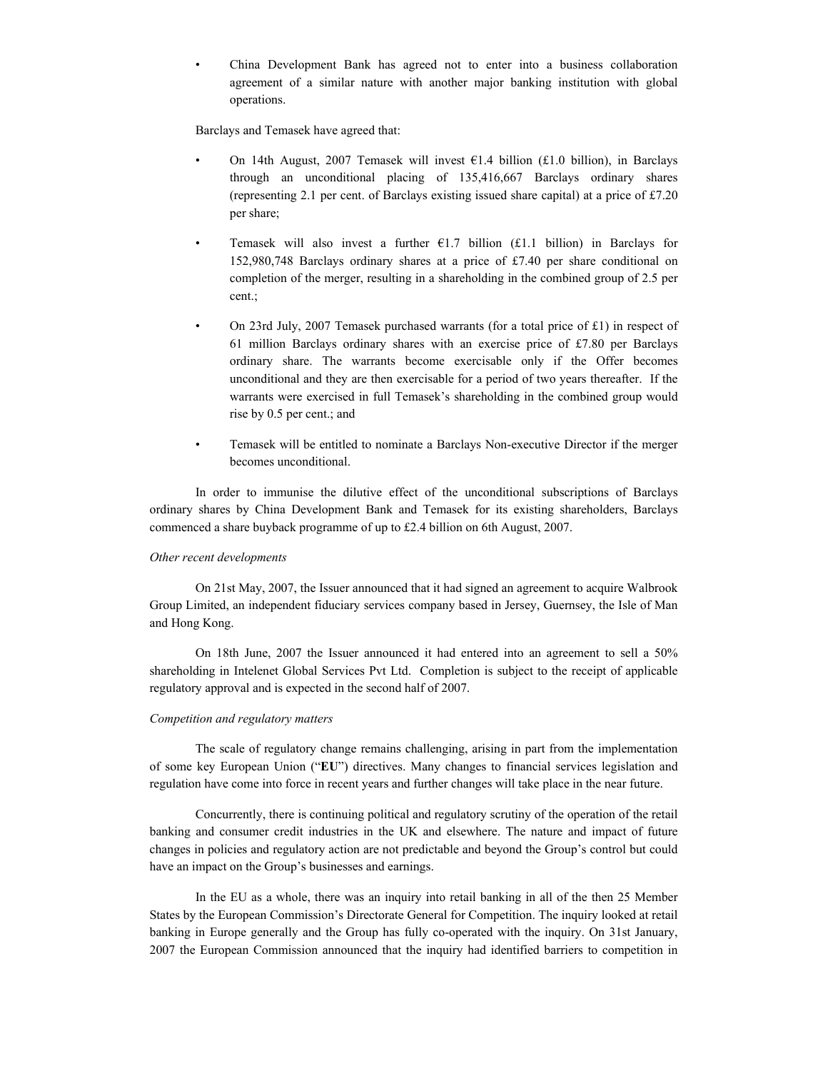- China Development Bank has agreed not to enter into a business collaboration agreement of a similar nature with another major banking institution with global operations.

Barclays and Temasek have agreed that:

- On 14th August, 2007 Temasek will invest €1.4 billion (£1.0 billion), in Barclays through an unconditional placing of 135,416,667 Barclays ordinary shares (representing 2.1 per cent. of Barclays existing issued share capital) at a price of £7.20 per share;
- Temasek will also invest a further €1.7 billion (£1.1 billion) in Barclays for 152,980,748 Barclays ordinary shares at a price of £7.40 per share conditional on completion of the merger, resulting in a shareholding in the combined group of 2.5 per cent.;
- On 23rd July, 2007 Temasek purchased warrants (for a total price of £1) in respect of 61 million Barclays ordinary shares with an exercise price of £7.80 per Barclays ordinary share. The warrants become exercisable only if the Offer becomes unconditional and they are then exercisable for a period of two years thereafter. If the warrants were exercised in full Temasek's shareholding in the combined group would rise by 0.5 per cent.; and
- Temasek will be entitled to nominate a Barclays Non-executive Director if the merger becomes unconditional.

In order to immunise the dilutive effect of the unconditional subscriptions of Barclays ordinary shares by China Development Bank and Temasek for its existing shareholders, Barclays commenced a share buyback programme of up to £2.4 billion on 6th August, 2007.

*Other recent developments*

On 21st May, 2007, the Issuer announced that it had signed an agreement to acquire Walbrook Group Limited, an independent fiduciary services company based in Jersey, Guernsey, the Isle of Man and Hong Kong.

On 18th June, 2007 the Issuer announced it had entered into an agreement to sell a 50% shareholding in Intelenet Global Services Pvt Ltd. Completion is subject to the receipt of applicable regulatory approval and is expected in the second half of 2007.

*Competition and regulatory matters*

The scale of regulatory change remains challenging, arising in part from the implementation of some key European Union ("**EU**") directives. Many changes to financial services legislation and regulation have come into force in recent years and further changes will take place in the near future.

Concurrently, there is continuing political and regulatory scrutiny of the operation of the retail banking and consumer credit industries in the UK and elsewhere. The nature and impact of future changes in policies and regulatory action are not predictable and beyond the Group's control but could have an impact on the Group's businesses and earnings.

In the EU as a whole, there was an inquiry into retail banking in all of the then 25 Member States by the European Commission's Directorate General for Competition. The inquiry looked at retail banking in Europe generally and the Group has fully co-operated with the inquiry. On 31st January, 2007 the European Commission announced that the inquiry had identified barriers to competition in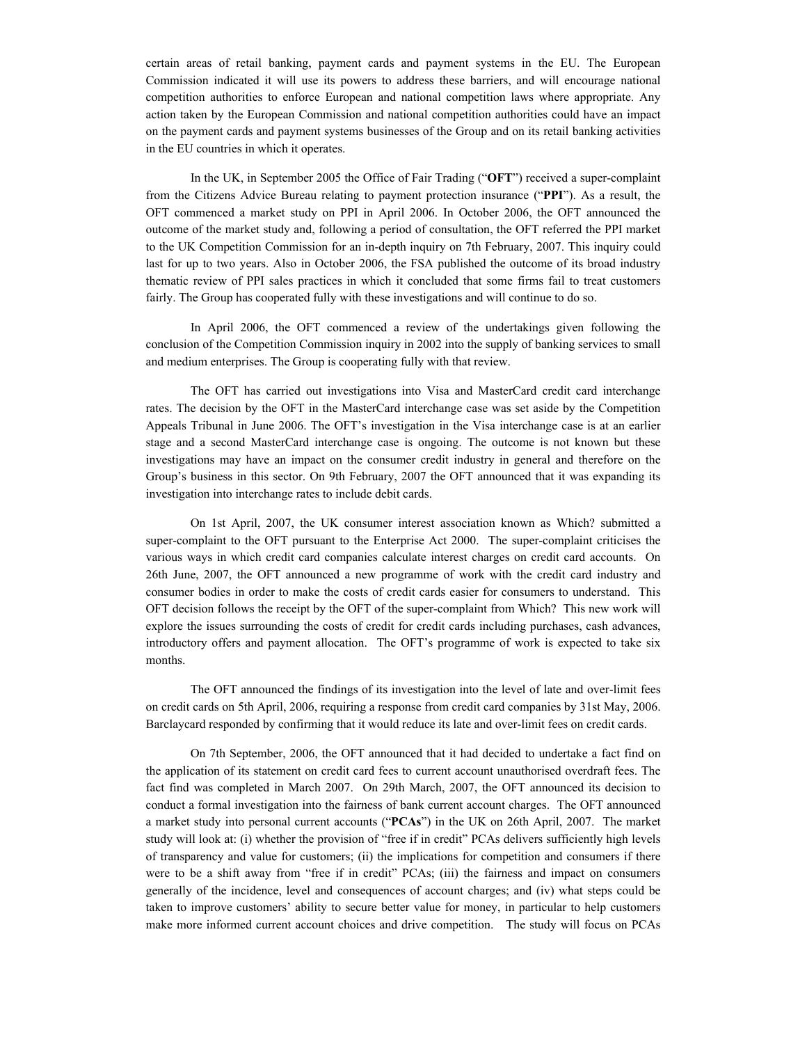certain areas of retail banking, payment cards and payment systems in the EU. The European Commission indicated it will use its powers to address these barriers, and will encourage national competition authorities to enforce European and national competition laws where appropriate. Any action taken by the European Commission and national competition authorities could have an impact on the payment cards and payment systems businesses of the Group and on its retail banking activities in the EU countries in which it operates.

In the UK, in September 2005 the Office of Fair Trading ("**OFT**") received a super-complaint from the Citizens Advice Bureau relating to payment protection insurance ("**PPI**"). As a result, the OFT commenced a market study on PPI in April 2006. In October 2006, the OFT announced the outcome of the market study and, following a period of consultation, the OFT referred the PPI market to the UK Competition Commission for an in-depth inquiry on 7th February, 2007. This inquiry could last for up to two years. Also in October 2006, the FSA published the outcome of its broad industry thematic review of PPI sales practices in which it concluded that some firms fail to treat customers fairly. The Group has cooperated fully with these investigations and will continue to do so.

In April 2006, the OFT commenced a review of the undertakings given following the conclusion of the Competition Commission inquiry in 2002 into the supply of banking services to small and medium enterprises. The Group is cooperating fully with that review.

The OFT has carried out investigations into Visa and MasterCard credit card interchange rates. The decision by the OFT in the MasterCard interchange case was set aside by the Competition Appeals Tribunal in June 2006. The OFT's investigation in the Visa interchange case is at an earlier stage and a second MasterCard interchange case is ongoing. The outcome is not known but these investigations may have an impact on the consumer credit industry in general and therefore on the Group's business in this sector. On 9th February, 2007 the OFT announced that it was expanding its investigation into interchange rates to include debit cards.

On 1st April, 2007, the UK consumer interest association known as Which? submitted a super-complaint to the OFT pursuant to the Enterprise Act 2000. The super-complaint criticises the various ways in which credit card companies calculate interest charges on credit card accounts. On 26th June, 2007, the OFT announced a new programme of work with the credit card industry and consumer bodies in order to make the costs of credit cards easier for consumers to understand. This OFT decision follows the receipt by the OFT of the super-complaint from Which? This new work will explore the issues surrounding the costs of credit for credit cards including purchases, cash advances, introductory offers and payment allocation. The OFT's programme of work is expected to take six months.

The OFT announced the findings of its investigation into the level of late and over-limit fees on credit cards on 5th April, 2006, requiring a response from credit card companies by 31st May, 2006. Barclaycard responded by confirming that it would reduce its late and over-limit fees on credit cards.

On 7th September, 2006, the OFT announced that it had decided to undertake a fact find on the application of its statement on credit card fees to current account unauthorised overdraft fees. The fact find was completed in March 2007. On 29th March, 2007, the OFT announced its decision to conduct a formal investigation into the fairness of bank current account charges. The OFT announced a market study into personal current accounts ("**PCAs**") in the UK on 26th April, 2007. The market study will look at: (i) whether the provision of "free if in credit" PCAs delivers sufficiently high levels of transparency and value for customers; (ii) the implications for competition and consumers if there were to be a shift away from "free if in credit" PCAs; (iii) the fairness and impact on consumers generally of the incidence, level and consequences of account charges; and (iv) what steps could be taken to improve customers' ability to secure better value for money, in particular to help customers make more informed current account choices and drive competition. The study will focus on PCAs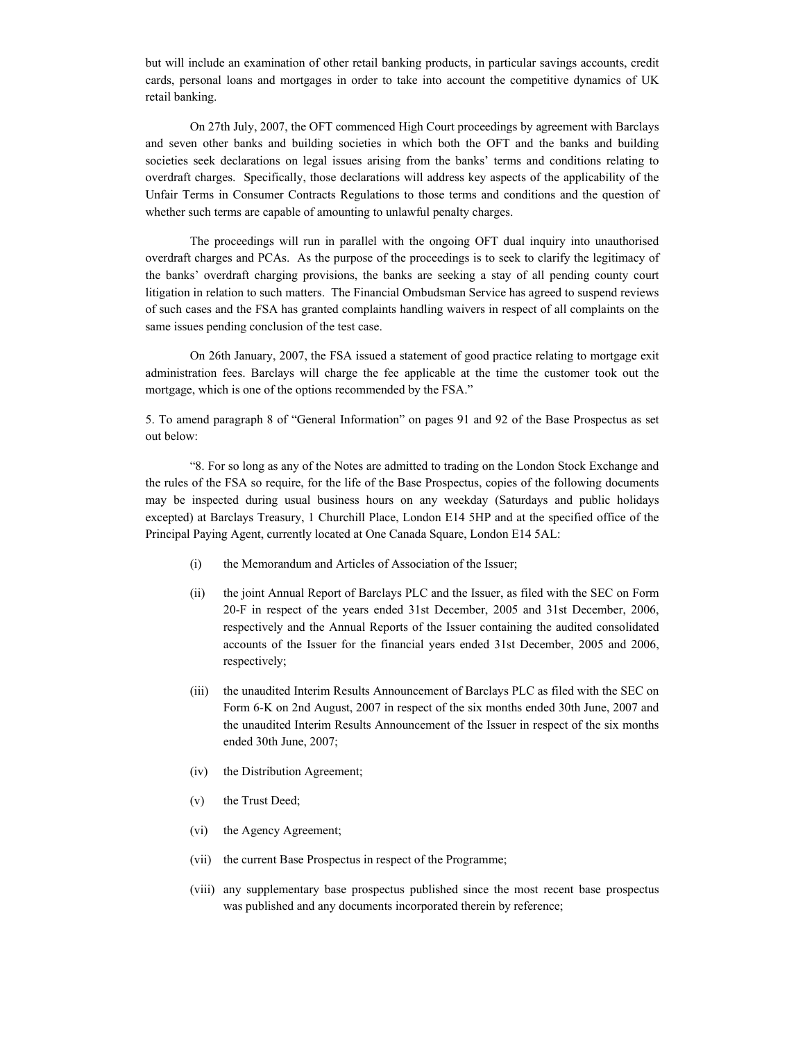but will include an examination of other retail banking products, in particular savings accounts, credit cards, personal loans and mortgages in order to take into account the competitive dynamics of UK retail banking.

On 27th July, 2007, the OFT commenced High Court proceedings by agreement with Barclays and seven other banks and building societies in which both the OFT and the banks and building societies seek declarations on legal issues arising from the banks' terms and conditions relating to overdraft charges. Specifically, those declarations will address key aspects of the applicability of the Unfair Terms in Consumer Contracts Regulations to those terms and conditions and the question of whether such terms are capable of amounting to unlawful penalty charges.

The proceedings will run in parallel with the ongoing OFT dual inquiry into unauthorised overdraft charges and PCAs. As the purpose of the proceedings is to seek to clarify the legitimacy of the banks' overdraft charging provisions, the banks are seeking a stay of all pending county court litigation in relation to such matters. The Financial Ombudsman Service has agreed to suspend reviews of such cases and the FSA has granted complaints handling waivers in respect of all complaints on the same issues pending conclusion of the test case.

On 26th January, 2007, the FSA issued a statement of good practice relating to mortgage exit administration fees. Barclays will charge the fee applicable at the time the customer took out the mortgage, which is one of the options recommended by the FSA."

5. To amend paragraph 8 of "General Information" on pages 91 and 92 of the Base Prospectus as set out below:

"8. For so long as any of the Notes are admitted to trading on the London Stock Exchange and the rules of the FSA so require, for the life of the Base Prospectus, copies of the following documents may be inspected during usual business hours on any weekday (Saturdays and public holidays excepted) at Barclays Treasury, 1 Churchill Place, London E14 5HP and at the specified office of the Principal Paying Agent, currently located at One Canada Square, London E14 5AL:

(i) the Memorandum and Articles of Association of the Issuer;

(ii) the joint Annual Report of Barclays PLC and the Issuer, as filed with the SEC on Form 20-F in respect of the years ended 31st December, 2005 and 31st December, 2006, respectively and the Annual Reports of the Issuer containing the audited consolidated accounts of the Issuer for the financial years ended 31st December, 2005 and 2006, respectively;

(iii) the unaudited Interim Results Announcement of Barclays PLC as filed with the SEC on Form 6-K on 2nd August, 2007 in respect of the six months ended 30th June, 2007 and the unaudited Interim Results Announcement of the Issuer in respect of the six months ended 30th June, 2007;

(iv) the Distribution Agreement;

(v) the Trust Deed;

(vi) the Agency Agreement;

(vii) the current Base Prospectus in respect of the Programme;

(viii) any supplementary base prospectus published since the most recent base prospectus was published and any documents incorporated therein by reference;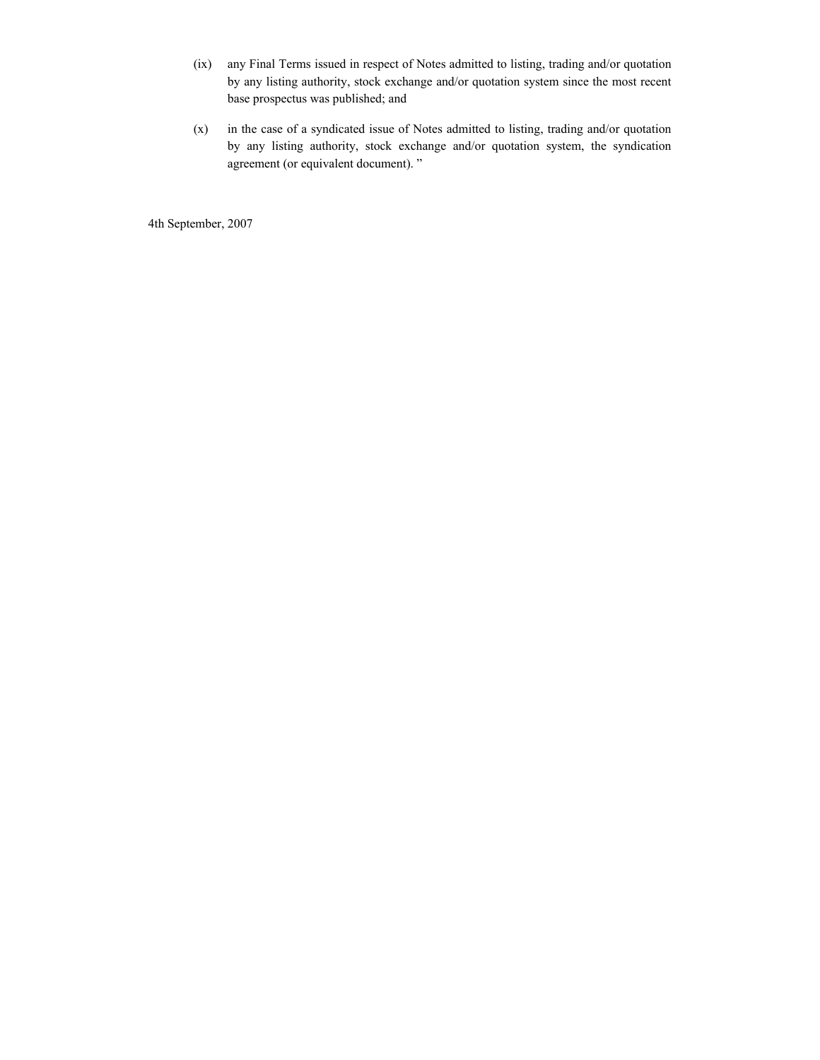(ix) any Final Terms issued in respect of Notes admitted to listing, trading and/or quotation by any listing authority, stock exchange and/or quotation system since the most recent base prospectus was published; and

(x) in the case of a syndicated issue of Notes admitted to listing, trading and/or quotation by any listing authority, stock exchange and/or quotation system, the syndication agreement (or equivalent document). "

4th September, 2007